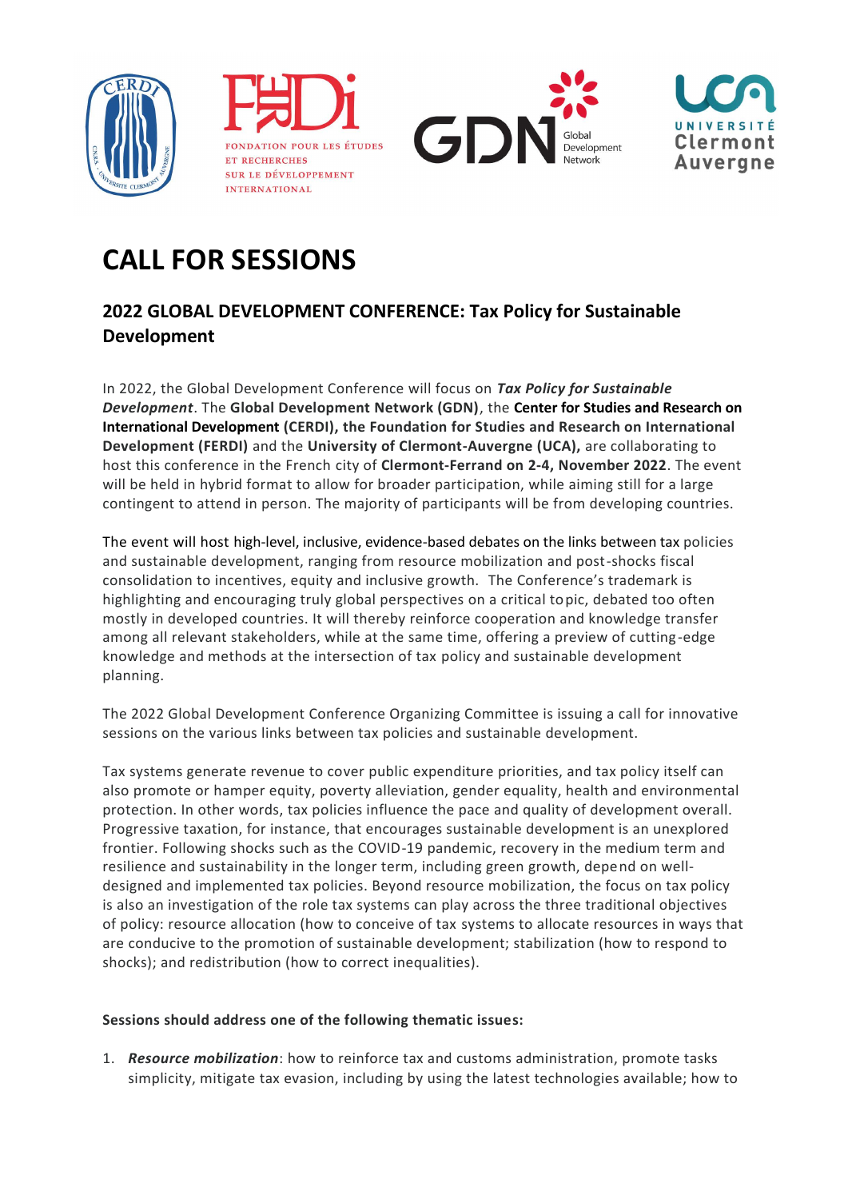# CALL FOR SESSIONS

## 2022 GLOBAL DEVELOPMENT CONFERENCE: Tax Policy for Sustainable Development

In 2022, the Global Development Conference will focus on ***Tax Policy for Sustainable Development***. The **Global Development Network (GDN)**, the **Center for Studies and Research on International Development (CERDI), the Foundation for Studies and Research on International Development (FERDI)** and the **University of Clermont-Auvergne (UCA),** are collaborating to host this conference in the French city of **Clermont-Ferrand on 2-4, November 2022**. The event will be held in hybrid format to allow for broader participation, while aiming still for a large contingent to attend in person. The majority of participants will be from developing countries.

The event will host high-level, inclusive, evidence-based debates on the links between tax policies and sustainable development, ranging from resource mobilization and post-shocks fiscal consolidation to incentives, equity and inclusive growth. The Conference's trademark is highlighting and encouraging truly global perspectives on a critical topic, debated too often mostly in developed countries. It will thereby reinforce cooperation and knowledge transfer among all relevant stakeholders, while at the same time, offering a preview of cutting-edge knowledge and methods at the intersection of tax policy and sustainable development planning.

The 2022 Global Development Conference Organizing Committee is issuing a call for innovative sessions on the various links between tax policies and sustainable development.

Tax systems generate revenue to cover public expenditure priorities, and tax policy itself can also promote or hamper equity, poverty alleviation, gender equality, health and environmental protection. In other words, tax policies influence the pace and quality of development overall. Progressive taxation, for instance, that encourages sustainable development is an unexplored frontier. Following shocks such as the COVID-19 pandemic, recovery in the medium term and resilience and sustainability in the longer term, including green growth, depend on well-designed and implemented tax policies. Beyond resource mobilization, the focus on tax policy is also an investigation of the role tax systems can play across the three traditional objectives of policy: resource allocation (how to conceive of tax systems to allocate resources in ways that are conducive to the promotion of sustainable development; stabilization (how to respond to shocks); and redistribution (how to correct inequalities).

**Sessions should address one of the following thematic issues:**

1. ***Resource mobilization***: how to reinforce tax and customs administration, promote tasks simplicity, mitigate tax evasion, including by using the latest technologies available; how to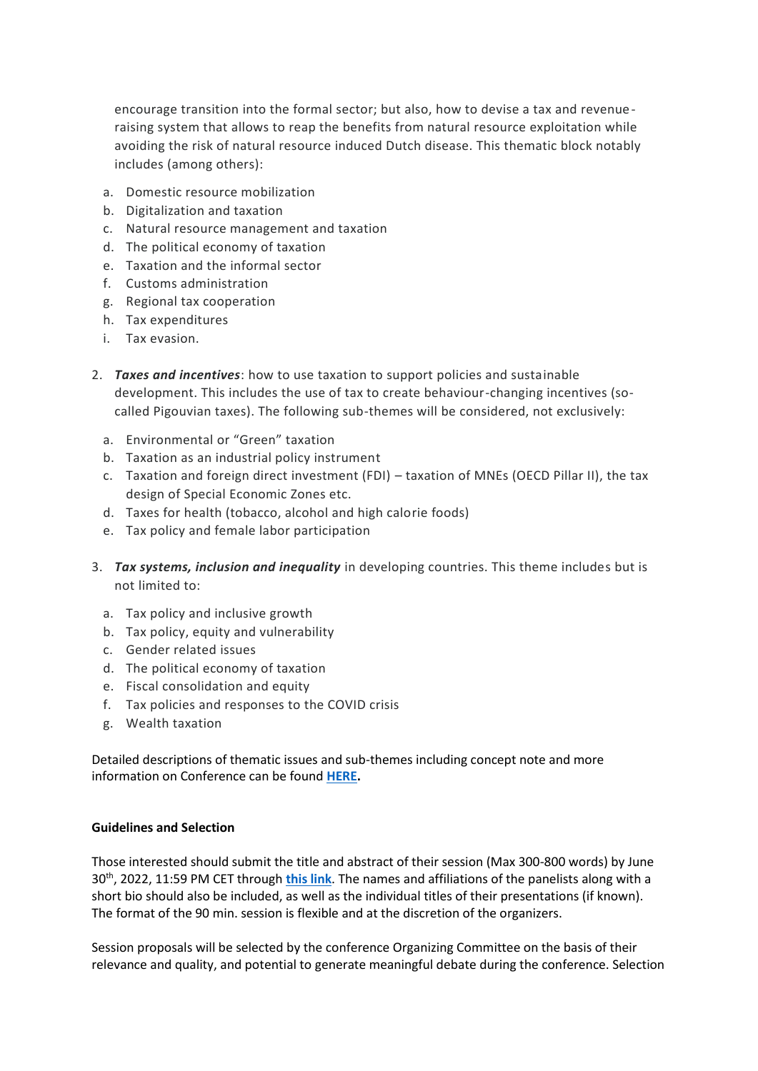encourage transition into the formal sector; but also, how to devise a tax and revenue-raising system that allows to reap the benefits from natural resource exploitation while avoiding the risk of natural resource induced Dutch disease. This thematic block notably includes (among others):

a. Domestic resource mobilization
b. Digitalization and taxation
c. Natural resource management and taxation
d. The political economy of taxation
e. Taxation and the informal sector
f. Customs administration
g. Regional tax cooperation
h. Tax expenditures
i. Tax evasion.

2. ***Taxes and incentives***: how to use taxation to support policies and sustainable development. This includes the use of tax to create behaviour-changing incentives (so-called Pigouvian taxes). The following sub-themes will be considered, not exclusively:

   a. Environmental or "Green" taxation
   b. Taxation as an industrial policy instrument
   c. Taxation and foreign direct investment (FDI) – taxation of MNEs (OECD Pillar II), the tax design of Special Economic Zones etc.
   d. Taxes for health (tobacco, alcohol and high calorie foods)
   e. Tax policy and female labor participation

3. ***Tax systems, inclusion and inequality*** in developing countries. This theme includes but is not limited to:

   a. Tax policy and inclusive growth
   b. Tax policy, equity and vulnerability
   c. Gender related issues
   d. The political economy of taxation
   e. Fiscal consolidation and equity
   f. Tax policies and responses to the COVID crisis
   g. Wealth taxation

Detailed descriptions of thematic issues and sub-themes including concept note and more information on Conference can be found **HERE.**

**Guidelines and Selection**

Those interested should submit the title and abstract of their session (Max 300-800 words) by June 30th, 2022, 11:59 PM CET through **this link**. The names and affiliations of the panelists along with a short bio should also be included, as well as the individual titles of their presentations (if known). The format of the 90 min. session is flexible and at the discretion of the organizers.

Session proposals will be selected by the conference Organizing Committee on the basis of their relevance and quality, and potential to generate meaningful debate during the conference. Selection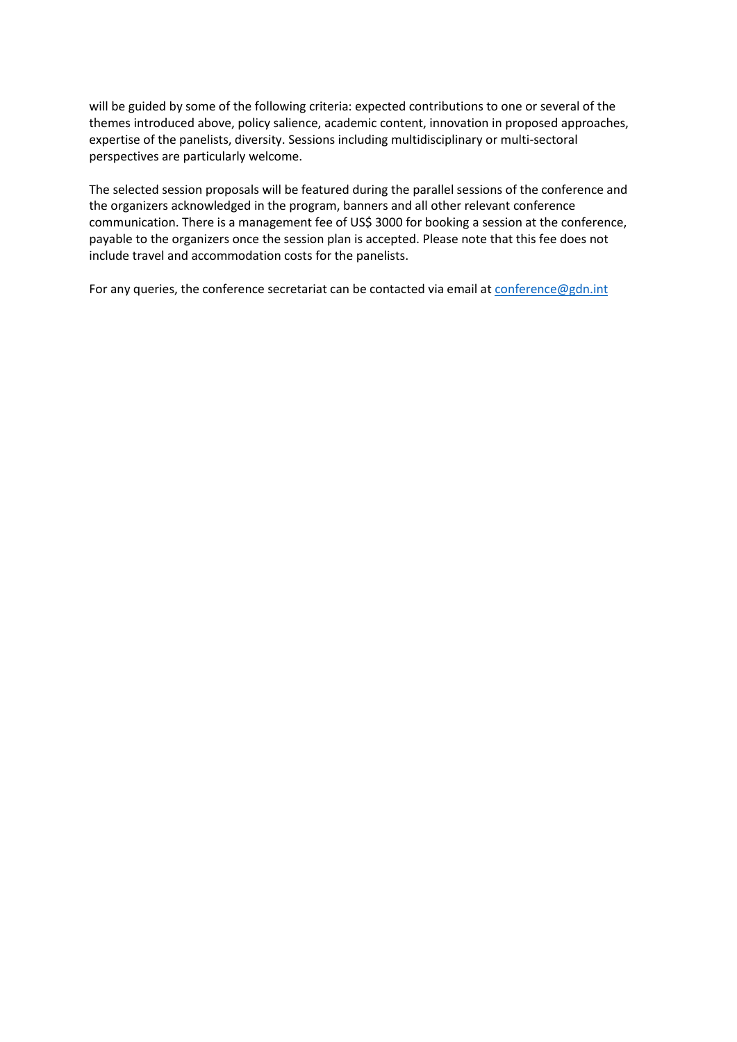will be guided by some of the following criteria: expected contributions to one or several of the themes introduced above, policy salience, academic content, innovation in proposed approaches, expertise of the panelists, diversity. Sessions including multidisciplinary or multi-sectoral perspectives are particularly welcome.

The selected session proposals will be featured during the parallel sessions of the conference and the organizers acknowledged in the program, banners and all other relevant conference communication. There is a management fee of US$ 3000 for booking a session at the conference, payable to the organizers once the session plan is accepted. Please note that this fee does not include travel and accommodation costs for the panelists.

For any queries, the conference secretariat can be contacted via email at [conference@gdn.int](mailto:conference@gdn.int)